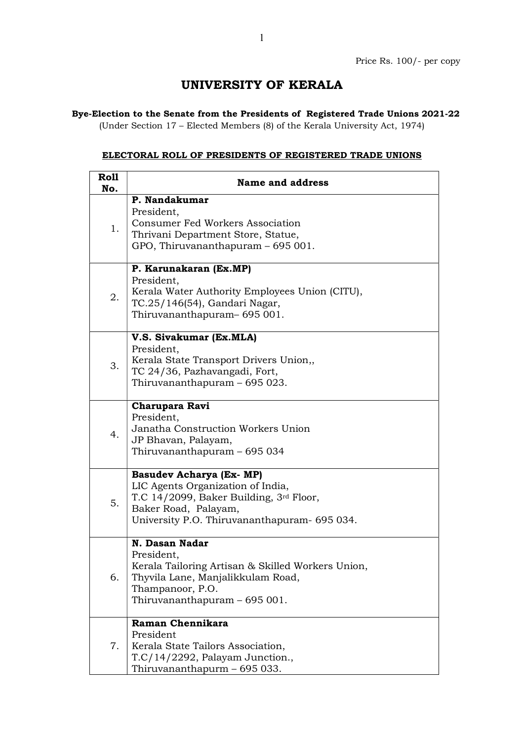Price Rs. 100/- per copy

# UNIVERSITY OF KERALA

**Bye-Election to the Senate from the Presidents of Registered Trade Unions 2021-22**

(Under Section 17 – Elected Members (8) of the Kerala University Act, 1974)

**ELECTORAL ROLL OF PRESIDENTS OF REGISTERED TRADE UNIONS**

| Roll No. | Name and address |
|---|---|
| 1. | **P. Nandakumar**<br>President,<br>Consumer Fed Workers Association<br>Thrivani Department Store, Statue,<br>GPO, Thiruvananthapuram – 695 001. |
| 2. | **P. Karunakaran (Ex.MP)**<br>President,<br>Kerala Water Authority Employees Union (CITU),<br>TC.25/146(54), Gandari Nagar,<br>Thiruvananthapuram– 695 001. |
| 3. | **V.S. Sivakumar (Ex.MLA)**<br>President,<br>Kerala State Transport Drivers Union,,<br>TC 24/36, Pazhavangadi, Fort,<br>Thiruvananthapuram – 695 023. |
| 4. | **Charupara Ravi**<br>President,<br>Janatha Construction Workers Union<br>JP Bhavan, Palayam,<br>Thiruvananthapuram – 695 034 |
| 5. | **Basudev Acharya (Ex- MP)**<br>LIC Agents Organization of India,<br>T.C 14/2099, Baker Building, 3rd Floor,<br>Baker Road, Palayam,<br>University P.O. Thiruvananthapuram- 695 034. |
| 6. | **N. Dasan Nadar**<br>President,<br>Kerala Tailoring Artisan & Skilled Workers Union,<br>Thyvila Lane, Manjalikkulam Road,<br>Thampanoor, P.O.<br>Thiruvananthapuram – 695 001. |
| 7. | **Raman Chennikara**<br>President<br>Kerala State Tailors Association,<br>T.C/14/2292, Palayam Junction.,<br>Thiruvananthapurm – 695 033. |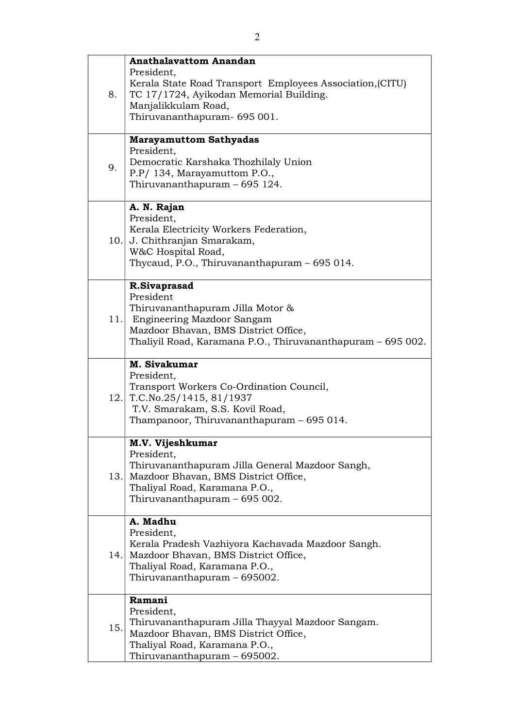| | |
|---|---|
| 8. | **Anathalavattom Anandan**<br>President,<br>Kerala State Road Transport Employees Association,(CITU)<br>TC 17/1724, Ayikodan Memorial Building.<br>Manjalikkulam Road,<br>Thiruvananthapuram- 695 001. |
| 9. | **Marayamuttom Sathyadas**<br>President,<br>Democratic Karshaka Thozhilaly Union<br>P.P/ 134, Marayamuttom P.O.,<br>Thiruvananthapuram – 695 124. |
| 10. | **A. N. Rajan**<br>President,<br>Kerala Electricity Workers Federation,<br>J. Chithranjan Smarakam,<br>W&C Hospital Road,<br>Thycaud, P.O., Thiruvananthapuram – 695 014. |
| 11. | **R.Sivaprasad**<br>President<br>Thiruvananthapuram Jilla Motor &<br>Engineering Mazdoor Sangam<br>Mazdoor Bhavan, BMS District Office,<br>Thaliyil Road, Karamana P.O., Thiruvananthapuram – 695 002. |
| 12. | **M. Sivakumar**<br>President,<br>Transport Workers Co-Ordination Council,<br>T.C.No.25/1415, 81/1937<br>T.V. Smarakam, S.S. Kovil Road,<br>Thampanoor, Thiruvananthapuram – 695 014. |
| 13. | **M.V. Vijeshkumar**<br>President,<br>Thiruvananthapuram Jilla General Mazdoor Sangh,<br>Mazdoor Bhavan, BMS District Office,<br>Thaliyal Road, Karamana P.O.,<br>Thiruvananthapuram – 695 002. |
| 14. | **A. Madhu**<br>President,<br>Kerala Pradesh Vazhiyora Kachavada Mazdoor Sangh.<br>Mazdoor Bhavan, BMS District Office,<br>Thaliyal Road, Karamana P.O.,<br>Thiruvananthapuram – 695002. |
| 15. | **Ramani**<br>President,<br>Thiruvananthapuram Jilla Thayyal Mazdoor Sangam.<br>Mazdoor Bhavan, BMS District Office,<br>Thaliyal Road, Karamana P.O.,<br>Thiruvananthapuram – 695002. |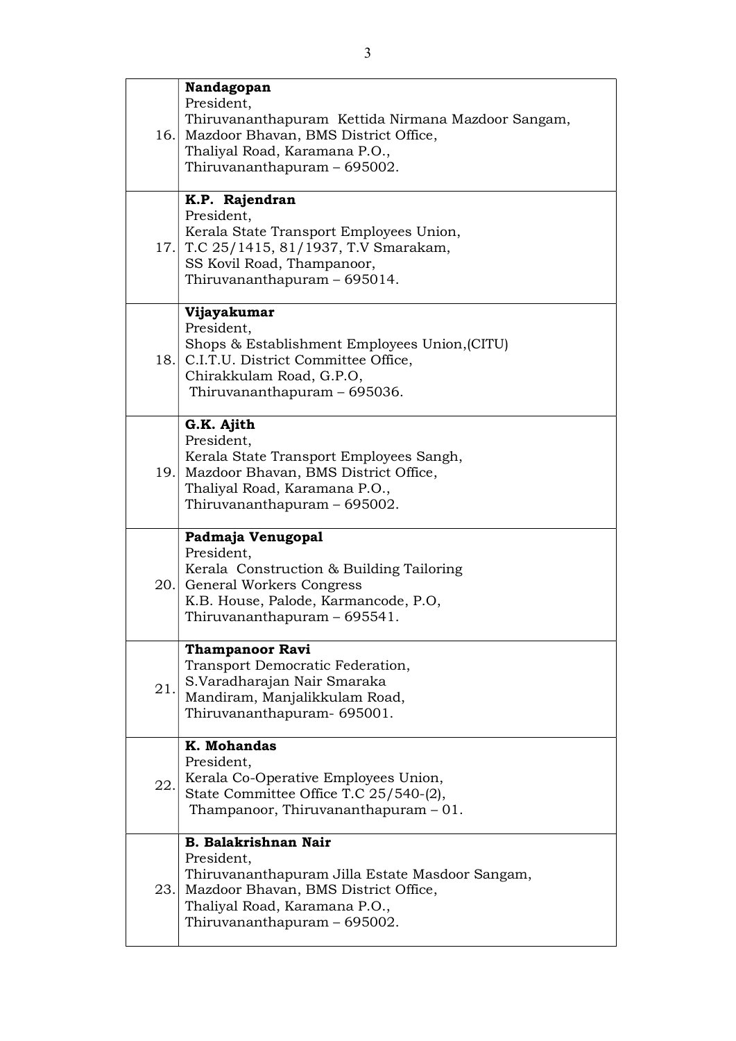| | |
|---|---|
| 16. | **Nandagopan**<br>President,<br>Thiruvananthapuram Kettida Nirmana Mazdoor Sangam,<br>Mazdoor Bhavan, BMS District Office,<br>Thaliyal Road, Karamana P.O.,<br>Thiruvananthapuram – 695002. |
| 17. | **K.P. Rajendran**<br>President,<br>Kerala State Transport Employees Union,<br>T.C 25/1415, 81/1937, T.V Smarakam,<br>SS Kovil Road, Thampanoor,<br>Thiruvananthapuram – 695014. |
| 18. | **Vijayakumar**<br>President,<br>Shops & Establishment Employees Union,(CITU)<br>C.I.T.U. District Committee Office,<br>Chirakkulam Road, G.P.O,<br>Thiruvananthapuram – 695036. |
| 19. | **G.K. Ajith**<br>President,<br>Kerala State Transport Employees Sangh,<br>Mazdoor Bhavan, BMS District Office,<br>Thaliyal Road, Karamana P.O.,<br>Thiruvananthapuram – 695002. |
| 20. | **Padmaja Venugopal**<br>President,<br>Kerala Construction & Building Tailoring<br>General Workers Congress<br>K.B. House, Palode, Karmancode, P.O,<br>Thiruvananthapuram – 695541. |
| 21. | **Thampanoor Ravi**<br>Transport Democratic Federation,<br>S.Varadharajan Nair Smaraka<br>Mandiram, Manjalikkulam Road,<br>Thiruvananthapuram- 695001. |
| 22. | **K. Mohandas**<br>President,<br>Kerala Co-Operative Employees Union,<br>State Committee Office T.C 25/540-(2),<br>Thampanoor, Thiruvananthapuram – 01. |
| 23. | **B. Balakrishnan Nair**<br>President,<br>Thiruvananthapuram Jilla Estate Masdoor Sangam,<br>Mazdoor Bhavan, BMS District Office,<br>Thaliyal Road, Karamana P.O.,<br>Thiruvananthapuram – 695002. |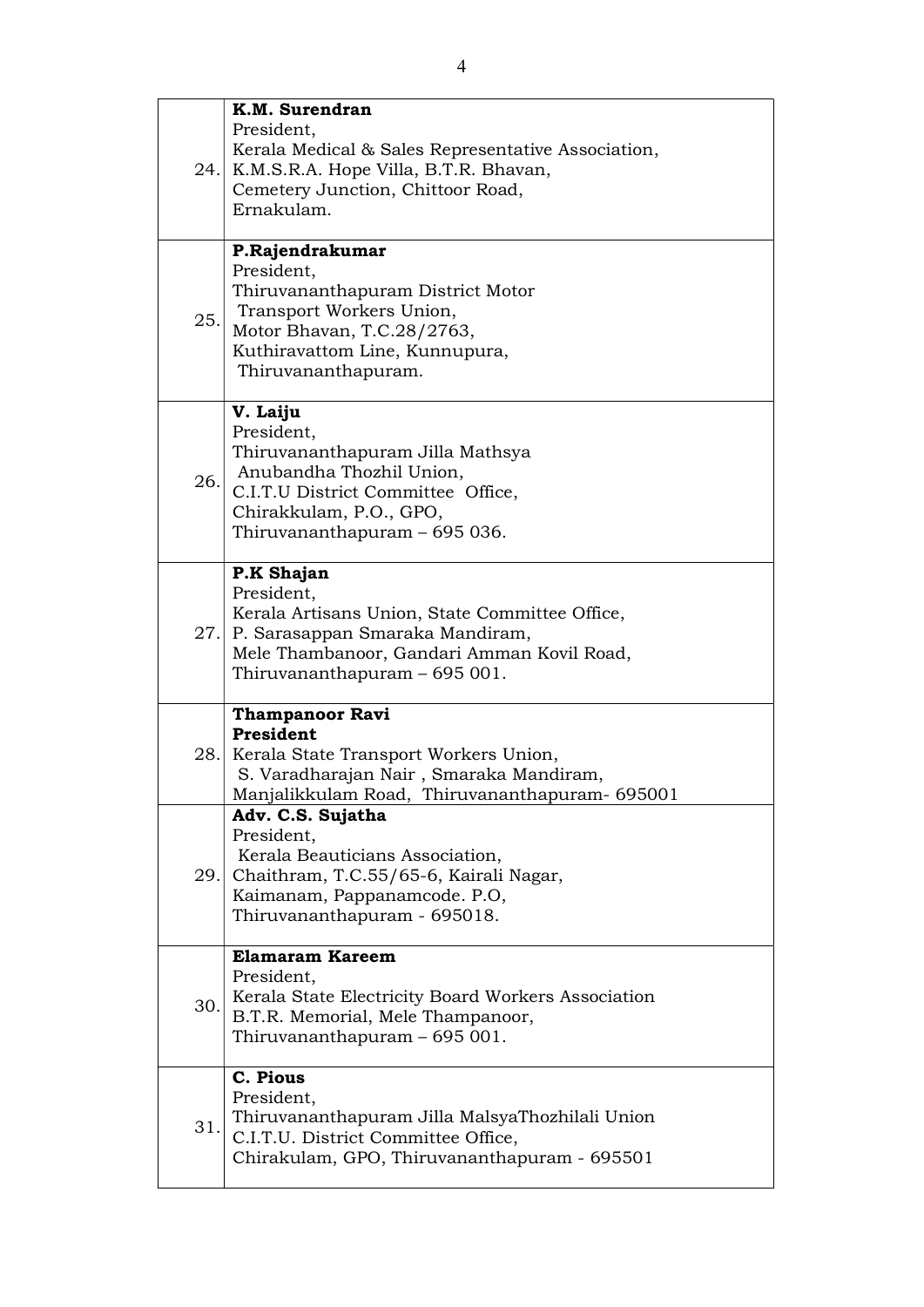| | |
|---|---|
| 24. | **K.M. Surendran**<br>President,<br>Kerala Medical & Sales Representative Association,<br>K.M.S.R.A. Hope Villa, B.T.R. Bhavan,<br>Cemetery Junction, Chittoor Road,<br>Ernakulam. |
| 25. | **P.Rajendrakumar**<br>President,<br>Thiruvananthapuram District Motor<br>Transport Workers Union,<br>Motor Bhavan, T.C.28/2763,<br>Kuthiravattom Line, Kunnupura,<br>Thiruvananthapuram. |
| 26. | **V. Laiju**<br>President,<br>Thiruvananthapuram Jilla Mathsya<br>Anubandha Thozhil Union,<br>C.I.T.U District Committee Office,<br>Chirakkulam, P.O., GPO,<br>Thiruvananthapuram – 695 036. |
| 27. | **P.K Shajan**<br>President,<br>Kerala Artisans Union, State Committee Office,<br>P. Sarasappan Smaraka Mandiram,<br>Mele Thambanoor, Gandari Amman Kovil Road,<br>Thiruvananthapuram – 695 001. |
| 28. | **Thampanoor Ravi**<br>**President**<br>Kerala State Transport Workers Union,<br>S. Varadharajan Nair , Smaraka Mandiram,<br>Manjalikkulam Road, Thiruvananthapuram- 695001 |
| 29. | **Adv. C.S. Sujatha**<br>President,<br>Kerala Beauticians Association,<br>Chaithram, T.C.55/65-6, Kairali Nagar,<br>Kaimanam, Pappanamcode. P.O,<br>Thiruvananthapuram - 695018. |
| 30. | **Elamaram Kareem**<br>President,<br>Kerala State Electricity Board Workers Association<br>B.T.R. Memorial, Mele Thampanoor,<br>Thiruvananthapuram – 695 001. |
| 31. | **C. Pious**<br>President,<br>Thiruvananthapuram Jilla MalsyaThozhilali Union<br>C.I.T.U. District Committee Office,<br>Chirakulam, GPO, Thiruvananthapuram - 695501 |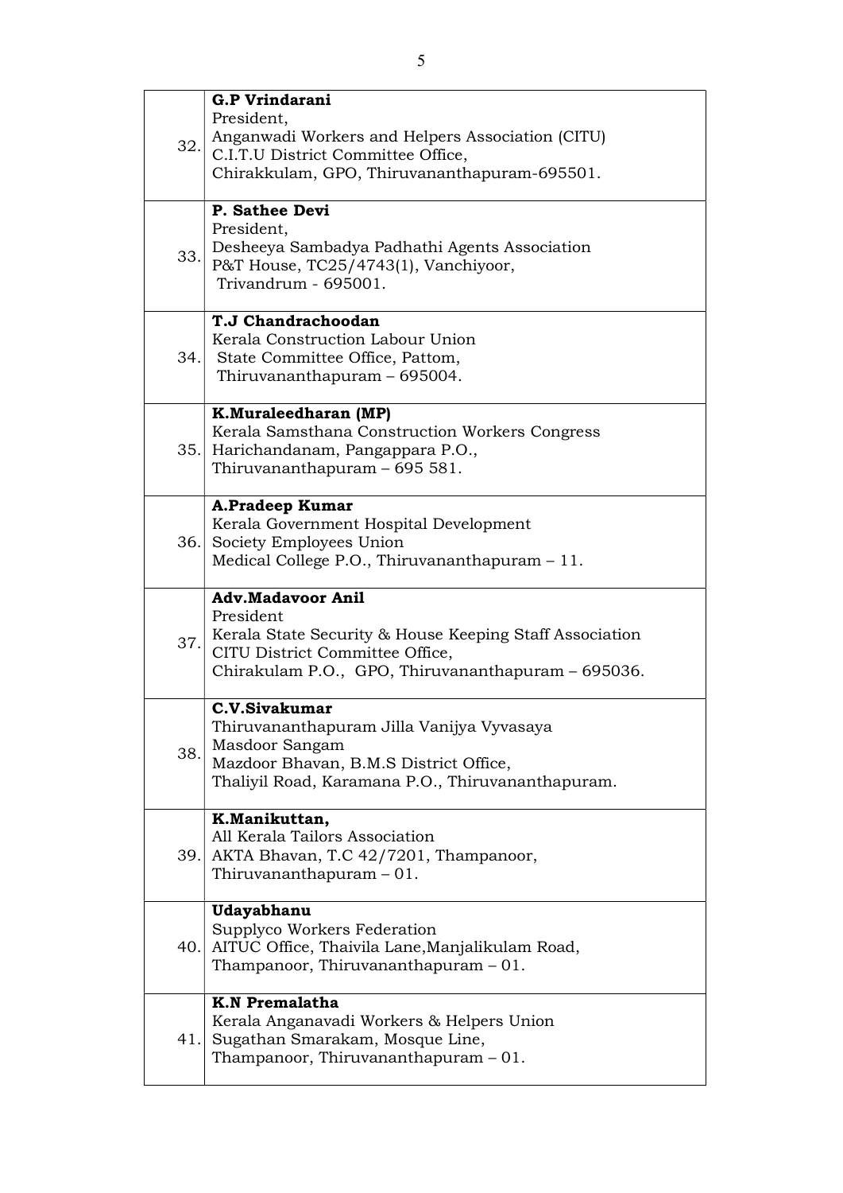| | |
|---|---|
| 32. | **G.P Vrindarani**<br>President,<br>Anganwadi Workers and Helpers Association (CITU)<br>C.I.T.U District Committee Office,<br>Chirakkulam, GPO, Thiruvananthapuram-695501. |
| 33. | **P. Sathee Devi**<br>President,<br>Desheeya Sambadya Padhathi Agents Association<br>P&T House, TC25/4743(1), Vanchiyoor,<br>Trivandrum - 695001. |
| 34. | **T.J Chandrachoodan**<br>Kerala Construction Labour Union<br>State Committee Office, Pattom,<br>Thiruvananthapuram – 695004. |
| 35. | **K.Muraleedharan (MP)**<br>Kerala Samsthana Construction Workers Congress<br>Harichandanam, Pangappara P.O.,<br>Thiruvananthapuram – 695 581. |
| 36. | **A.Pradeep Kumar**<br>Kerala Government Hospital Development<br>Society Employees Union<br>Medical College P.O., Thiruvananthapuram – 11. |
| 37. | **Adv.Madavoor Anil**<br>President<br>Kerala State Security & House Keeping Staff Association<br>CITU District Committee Office,<br>Chirakulam P.O., GPO, Thiruvananthapuram – 695036. |
| 38. | **C.V.Sivakumar**<br>Thiruvananthapuram Jilla Vanijya Vyvasaya<br>Masdoor Sangam<br>Mazdoor Bhavan, B.M.S District Office,<br>Thaliyil Road, Karamana P.O., Thiruvananthapuram. |
| 39. | **K.Manikuttan,**<br>All Kerala Tailors Association<br>AKTA Bhavan, T.C 42/7201, Thampanoor,<br>Thiruvananthapuram – 01. |
| 40. | **Udayabhanu**<br>Supplyco Workers Federation<br>AITUC Office, Thaivila Lane,Manjalikulam Road,<br>Thampanoor, Thiruvananthapuram – 01. |
| 41. | **K.N Premalatha**<br>Kerala Anganavadi Workers & Helpers Union<br>Sugathan Smarakam, Mosque Line,<br>Thampanoor, Thiruvananthapuram – 01. |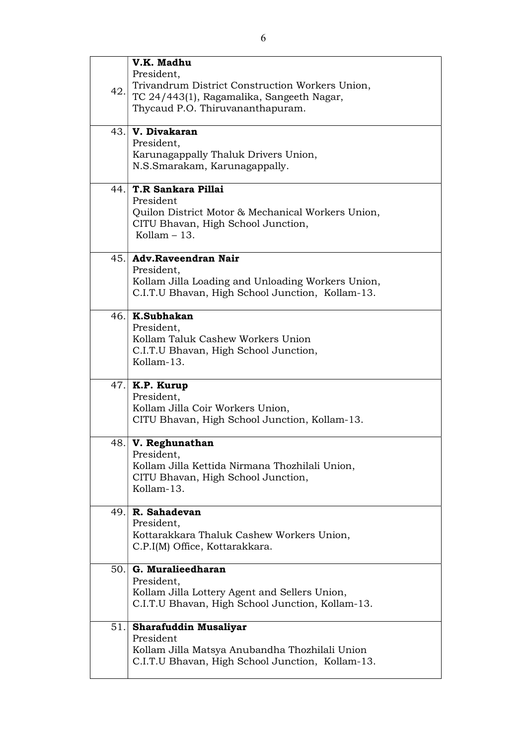| | |
|---|---|
| 42. | **V.K. Madhu**<br>President,<br>Trivandrum District Construction Workers Union,<br>TC 24/443(1), Ragamalika, Sangeeth Nagar,<br>Thycaud P.O. Thiruvananthapuram. |
| 43. | **V. Divakaran**<br>President,<br>Karunagappally Thaluk Drivers Union,<br>N.S.Smarakam, Karunagappally. |
| 44. | **T.R Sankara Pillai**<br>President<br>Quilon District Motor & Mechanical Workers Union,<br>CITU Bhavan, High School Junction,<br>Kollam – 13. |
| 45. | **Adv.Raveendran Nair**<br>President,<br>Kollam Jilla Loading and Unloading Workers Union,<br>C.I.T.U Bhavan, High School Junction, Kollam-13. |
| 46. | **K.Subhakan**<br>President,<br>Kollam Taluk Cashew Workers Union<br>C.I.T.U Bhavan, High School Junction,<br>Kollam-13. |
| 47. | **K.P. Kurup**<br>President,<br>Kollam Jilla Coir Workers Union,<br>CITU Bhavan, High School Junction, Kollam-13. |
| 48. | **V. Reghunathan**<br>President,<br>Kollam Jilla Kettida Nirmana Thozhilali Union,<br>CITU Bhavan, High School Junction,<br>Kollam-13. |
| 49. | **R. Sahadevan**<br>President,<br>Kottarakkara Thaluk Cashew Workers Union,<br>C.P.I(M) Office, Kottarakkara. |
| 50. | **G. Muralieedharan**<br>President,<br>Kollam Jilla Lottery Agent and Sellers Union,<br>C.I.T.U Bhavan, High School Junction, Kollam-13. |
| 51. | **Sharafuddin Musaliyar**<br>President<br>Kollam Jilla Matsya Anubandha Thozhilali Union<br>C.I.T.U Bhavan, High School Junction, Kollam-13. |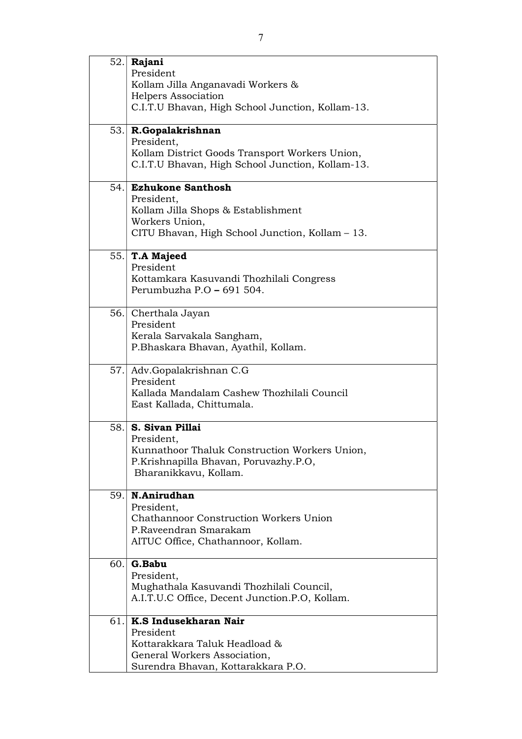| | |
|---|---|
| 52. | **Rajani**<br>President<br>Kollam Jilla Anganavadi Workers &<br>Helpers Association<br>C.I.T.U Bhavan, High School Junction, Kollam-13. |
| 53. | **R.Gopalakrishnan**<br>President,<br>Kollam District Goods Transport Workers Union,<br>C.I.T.U Bhavan, High School Junction, Kollam-13. |
| 54. | **Ezhukone Santhosh**<br>President,<br>Kollam Jilla Shops & Establishment<br>Workers Union,<br>CITU Bhavan, High School Junction, Kollam – 13. |
| 55. | **T.A Majeed**<br>President<br>Kottamkara Kasuvandi Thozhilali Congress<br>Perumbuzha P.O **–** 691 504. |
| 56. | Cherthala Jayan<br>President<br>Kerala Sarvakala Sangham,<br>P.Bhaskara Bhavan, Ayathil, Kollam. |
| 57. | Adv.Gopalakrishnan C.G<br>President<br>Kallada Mandalam Cashew Thozhilali Council<br>East Kallada, Chittumala. |
| 58. | **S. Sivan Pillai**<br>President,<br>Kunnathoor Thaluk Construction Workers Union,<br>P.Krishnapilla Bhavan, Poruvazhy.P.O,<br>Bharanikkavu, Kollam. |
| 59. | **N.Anirudhan**<br>President,<br>Chathannoor Construction Workers Union<br>P.Raveendran Smarakam<br>AITUC Office, Chathannoor, Kollam. |
| 60. | **G.Babu**<br>President,<br>Mughathala Kasuvandi Thozhilali Council,<br>A.I.T.U.C Office, Decent Junction.P.O, Kollam. |
| 61. | **K.S Indusekharan Nair**<br>President<br>Kottarakkara Taluk Headload &<br>General Workers Association,<br>Surendra Bhavan, Kottarakkara P.O. |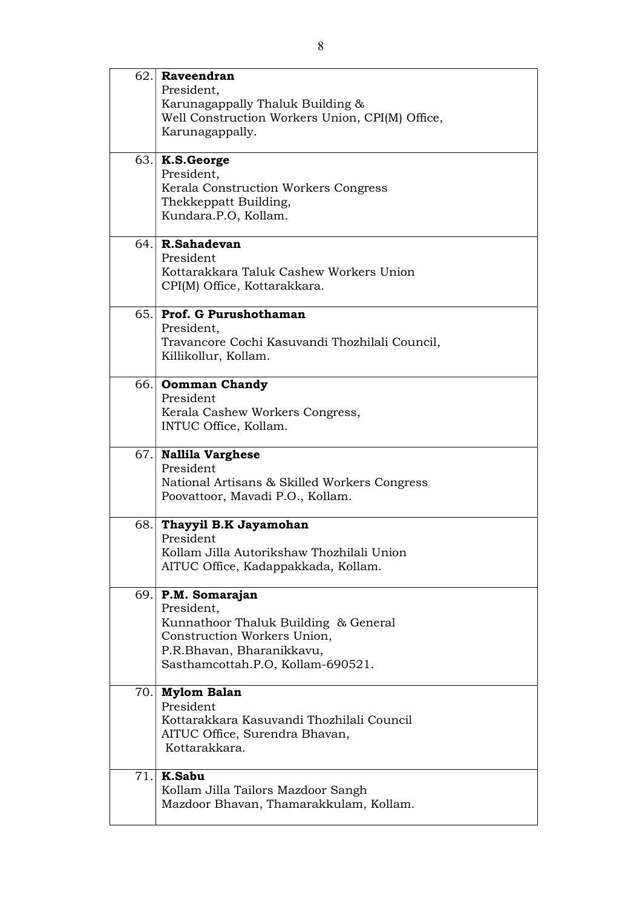| | |
|---|---|
| 62. | **Raveendran**<br>President,<br>Karunagappally Thaluk Building &<br>Well Construction Workers Union, CPI(M) Office,<br>Karunagappally. |
| 63. | **K.S.George**<br>President,<br>Kerala Construction Workers Congress<br>Thekkeppatt Building,<br>Kundara.P.O, Kollam. |
| 64. | **R.Sahadevan**<br>President<br>Kottarakkara Taluk Cashew Workers Union<br>CPI(M) Office, Kottarakkara. |
| 65. | **Prof. G Purushothaman**<br>President,<br>Travancore Cochi Kasuvandi Thozhilali Council,<br>Killikollur, Kollam. |
| 66. | **Oomman Chandy**<br>President<br>Kerala Cashew Workers Congress,<br>INTUC Office, Kollam. |
| 67. | **Nallila Varghese**<br>President<br>National Artisans & Skilled Workers Congress<br>Poovattoor, Mavadi P.O., Kollam. |
| 68. | **Thayyil B.K Jayamohan**<br>President<br>Kollam Jilla Autorikshaw Thozhilali Union<br>AITUC Office, Kadappakkada, Kollam. |
| 69. | **P.M. Somarajan**<br>President,<br>Kunnathoor Thaluk Building & General<br>Construction Workers Union,<br>P.R.Bhavan, Bharanikkavu,<br>Sasthamcottah.P.O, Kollam-690521. |
| 70. | **Mylom Balan**<br>President<br>Kottarakkara Kasuvandi Thozhilali Council<br>AITUC Office, Surendra Bhavan,<br>Kottarakkara. |
| 71. | **K.Sabu**<br>Kollam Jilla Tailors Mazdoor Sangh<br>Mazdoor Bhavan, Thamarakkulam, Kollam. |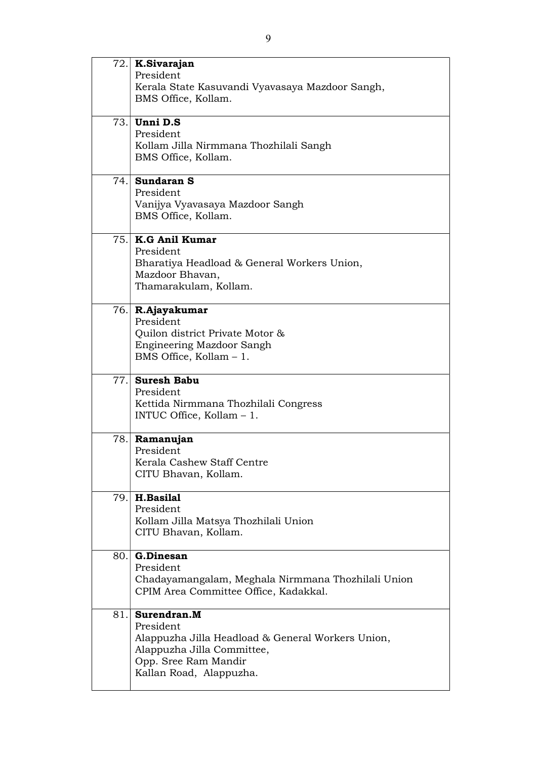| | |
|---|---|
| 72. | **K.Sivarajan**<br>President<br>Kerala State Kasuvandi Vyavasaya Mazdoor Sangh,<br>BMS Office, Kollam. |
| 73. | **Unni D.S**<br>President<br>Kollam Jilla Nirmmana Thozhilali Sangh<br>BMS Office, Kollam. |
| 74. | **Sundaran S**<br>President<br>Vanijya Vyavasaya Mazdoor Sangh<br>BMS Office, Kollam. |
| 75. | **K.G Anil Kumar**<br>President<br>Bharatiya Headload & General Workers Union,<br>Mazdoor Bhavan,<br>Thamarakulam, Kollam. |
| 76. | **R.Ajayakumar**<br>President<br>Quilon district Private Motor &<br>Engineering Mazdoor Sangh<br>BMS Office, Kollam – 1. |
| 77. | **Suresh Babu**<br>President<br>Kettida Nirmmana Thozhilali Congress<br>INTUC Office, Kollam – 1. |
| 78. | **Ramanujan**<br>President<br>Kerala Cashew Staff Centre<br>CITU Bhavan, Kollam. |
| 79. | **H.Basilal**<br>President<br>Kollam Jilla Matsya Thozhilali Union<br>CITU Bhavan, Kollam. |
| 80. | **G.Dinesan**<br>President<br>Chadayamangalam, Meghala Nirmmana Thozhilali Union<br>CPIM Area Committee Office, Kadakkal. |
| 81. | **Surendran.M**<br>President<br>Alappuzha Jilla Headload & General Workers Union,<br>Alappuzha Jilla Committee,<br>Opp. Sree Ram Mandir<br>Kallan Road, Alappuzha. |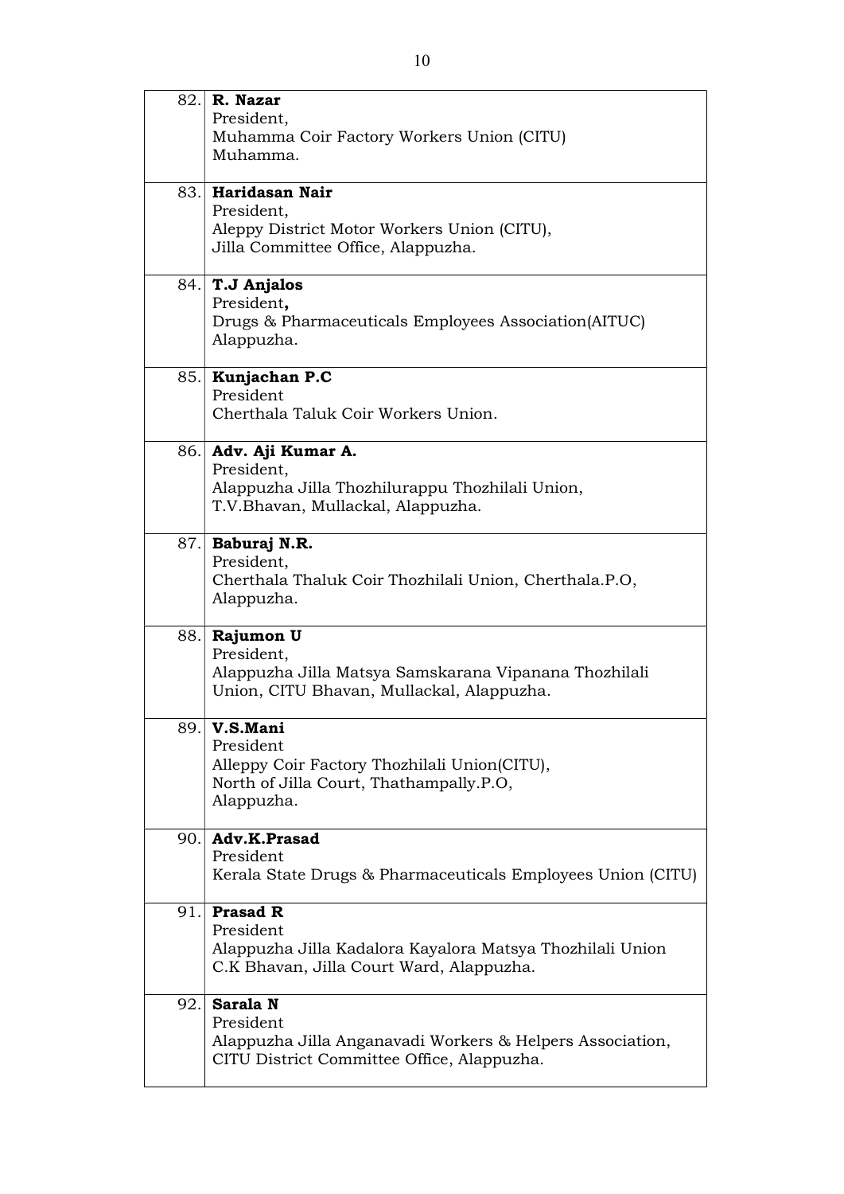| | |
|---|---|
| 82. | **R. Nazar**<br>President,<br>Muhamma Coir Factory Workers Union (CITU)<br>Muhamma. |
| 83. | **Haridasan Nair**<br>President,<br>Aleppy District Motor Workers Union (CITU),<br>Jilla Committee Office, Alappuzha. |
| 84. | **T.J Anjalos**<br>President**,**<br>Drugs & Pharmaceuticals Employees Association(AITUC)<br>Alappuzha. |
| 85. | **Kunjachan P.C**<br>President<br>Cherthala Taluk Coir Workers Union. |
| 86. | **Adv. Aji Kumar A.**<br>President,<br>Alappuzha Jilla Thozhilurappu Thozhilali Union,<br>T.V.Bhavan, Mullackal, Alappuzha. |
| 87. | **Baburaj N.R.**<br>President,<br>Cherthala Thaluk Coir Thozhilali Union, Cherthala.P.O,<br>Alappuzha. |
| 88. | **Rajumon U**<br>President,<br>Alappuzha Jilla Matsya Samskarana Vipanana Thozhilali Union, CITU Bhavan, Mullackal, Alappuzha. |
| 89. | **V.S.Mani**<br>President<br>Alleppy Coir Factory Thozhilali Union(CITU),<br>North of Jilla Court, Thathampally.P.O,<br>Alappuzha. |
| 90. | **Adv.K.Prasad**<br>President<br>Kerala State Drugs & Pharmaceuticals Employees Union (CITU) |
| 91. | **Prasad R**<br>President<br>Alappuzha Jilla Kadalora Kayalora Matsya Thozhilali Union<br>C.K Bhavan, Jilla Court Ward, Alappuzha. |
| 92. | **Sarala N**<br>President<br>Alappuzha Jilla Anganavadi Workers & Helpers Association,<br>CITU District Committee Office, Alappuzha. |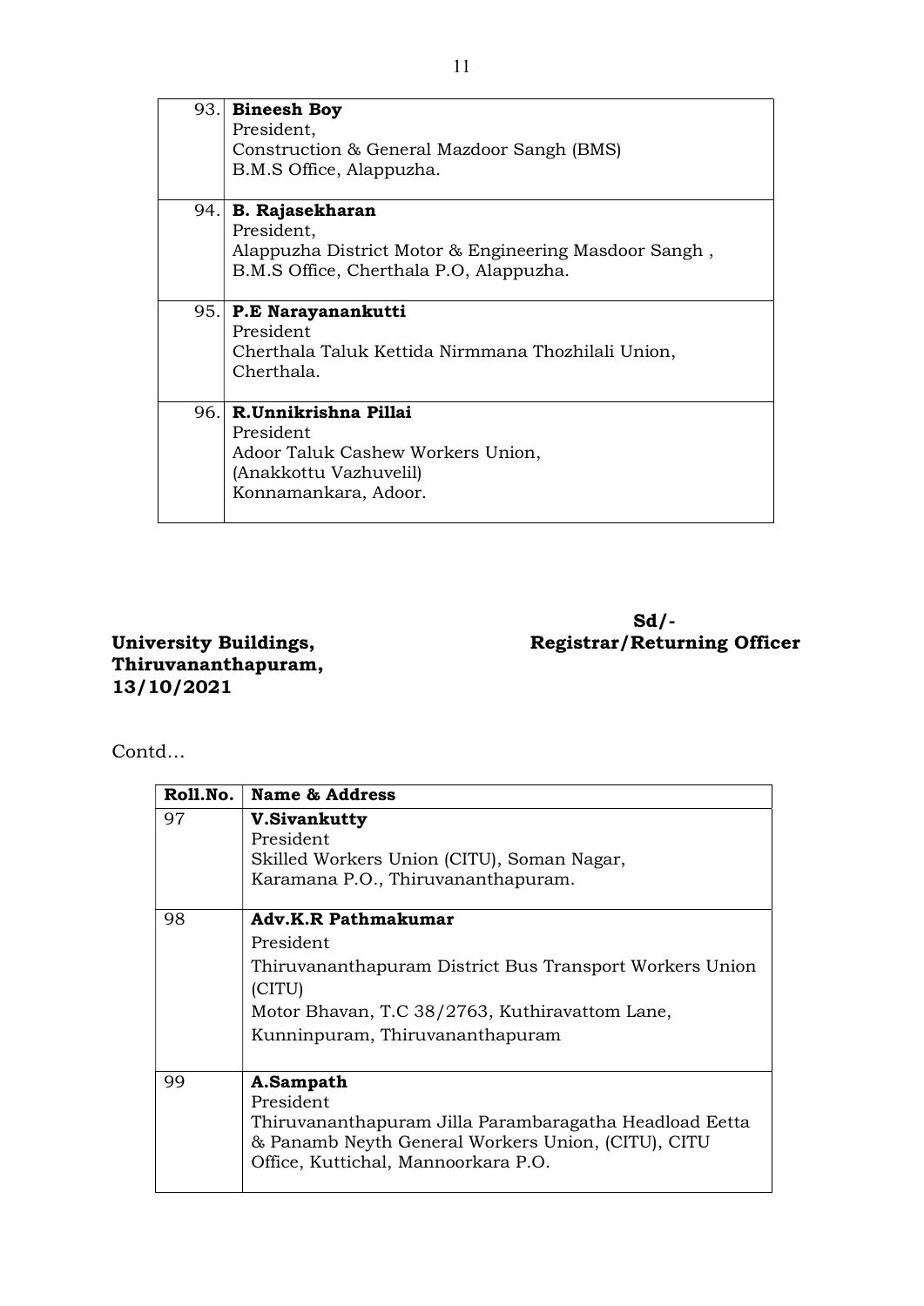| | |
|---|---|
| 93. | **Bineesh Boy**<br>President,<br>Construction & General Mazdoor Sangh (BMS)<br>B.M.S Office, Alappuzha. |
| 94. | **B. Rajasekharan**<br>President,<br>Alappuzha District Motor & Engineering Masdoor Sangh ,<br>B.M.S Office, Cherthala P.O, Alappuzha. |
| 95. | **P.E Narayanankutti**<br>President<br>Cherthala Taluk Kettida Nirmmana Thozhilali Union,<br>Cherthala. |
| 96. | **R.Unnikrishna Pillai**<br>President<br>Adoor Taluk Cashew Workers Union,<br>(Anakkottu Vazhuvelil)<br>Konnamankara, Adoor. |

**Sd/-**
**Registrar/Returning Officer**

**University Buildings,**
**Thiruvananthapuram,**
**13/10/2021**

Contd…

| Roll.No. | Name & Address |
|---|---|
| 97 | **V.Sivankutty**<br>President<br>Skilled Workers Union (CITU), Soman Nagar,<br>Karamana P.O., Thiruvananthapuram. |
| 98 | **Adv.K.R Pathmakumar**<br>President<br>Thiruvananthapuram District Bus Transport Workers Union (CITU)<br>Motor Bhavan, T.C 38/2763, Kuthiravattom Lane,<br>Kunninpuram, Thiruvananthapuram |
| 99 | **A.Sampath**<br>President<br>Thiruvananthapuram Jilla Parambaragatha Headload Eetta & Panamb Neyth General Workers Union, (CITU), CITU Office, Kuttichal, Mannoorkara P.O. |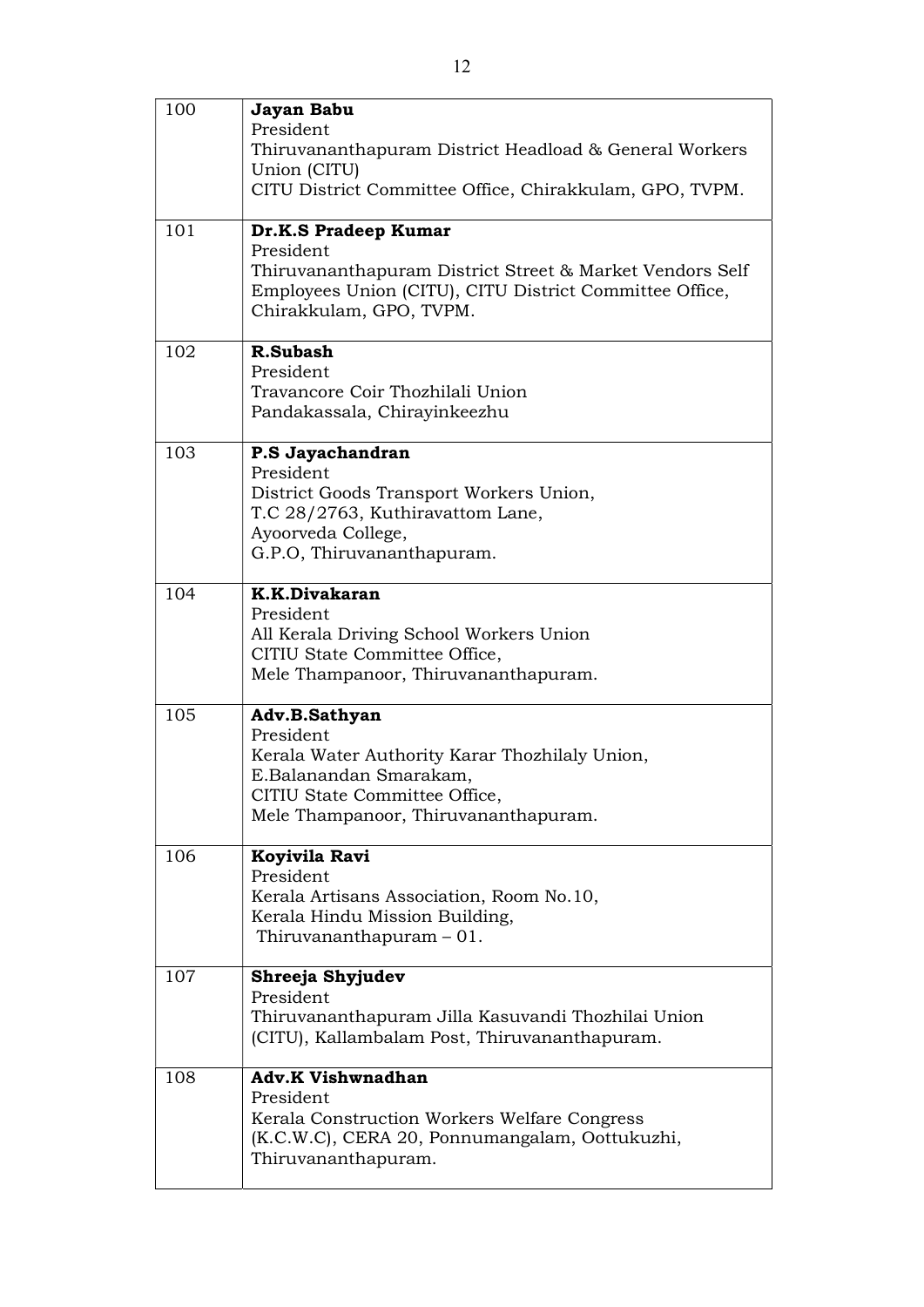| | |
|---|---|
| 100 | **Jayan Babu**<br>President<br>Thiruvananthapuram District Headload & General Workers Union (CITU)<br>CITU District Committee Office, Chirakkulam, GPO, TVPM. |
| 101 | **Dr.K.S Pradeep Kumar**<br>President<br>Thiruvananthapuram District Street & Market Vendors Self Employees Union (CITU), CITU District Committee Office, Chirakkulam, GPO, TVPM. |
| 102 | **R.Subash**<br>President<br>Travancore Coir Thozhilali Union<br>Pandakassala, Chirayinkeezhu |
| 103 | **P.S Jayachandran**<br>President<br>District Goods Transport Workers Union,<br>T.C 28/2763, Kuthiravattom Lane,<br>Ayoorveda College,<br>G.P.O, Thiruvananthapuram. |
| 104 | **K.K.Divakaran**<br>President<br>All Kerala Driving School Workers Union<br>CITIU State Committee Office,<br>Mele Thampanoor, Thiruvananthapuram. |
| 105 | **Adv.B.Sathyan**<br>President<br>Kerala Water Authority Karar Thozhilaly Union,<br>E.Balanandan Smarakam,<br>CITIU State Committee Office,<br>Mele Thampanoor, Thiruvananthapuram. |
| 106 | **Koyivila Ravi**<br>President<br>Kerala Artisans Association, Room No.10,<br>Kerala Hindu Mission Building,<br>Thiruvananthapuram – 01. |
| 107 | **Shreeja Shyjudev**<br>President<br>Thiruvananthapuram Jilla Kasuvandi Thozhilai Union (CITU), Kallambalam Post, Thiruvananthapuram. |
| 108 | **Adv.K Vishwnadhan**<br>President<br>Kerala Construction Workers Welfare Congress (K.C.W.C), CERA 20, Ponnumangalam, Oottukuzhi, Thiruvananthapuram. |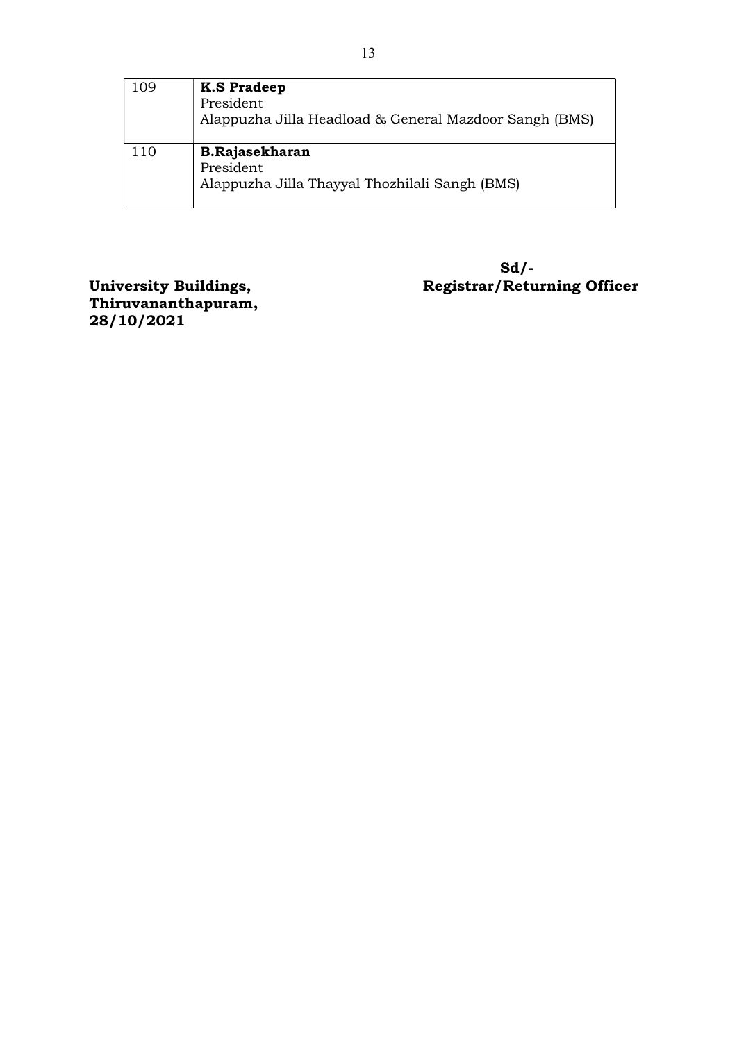| | |
|---|---|
| 109 | **K.S Pradeep**<br>President<br>Alappuzha Jilla Headload & General Mazdoor Sangh (BMS) |
| 110 | **B.Rajasekharan**<br>President<br>Alappuzha Jilla Thayyal Thozhilali Sangh (BMS) |

**Sd/-**
**Registrar/Returning Officer**

**University Buildings,**
**Thiruvananthapuram,**
**28/10/2021**